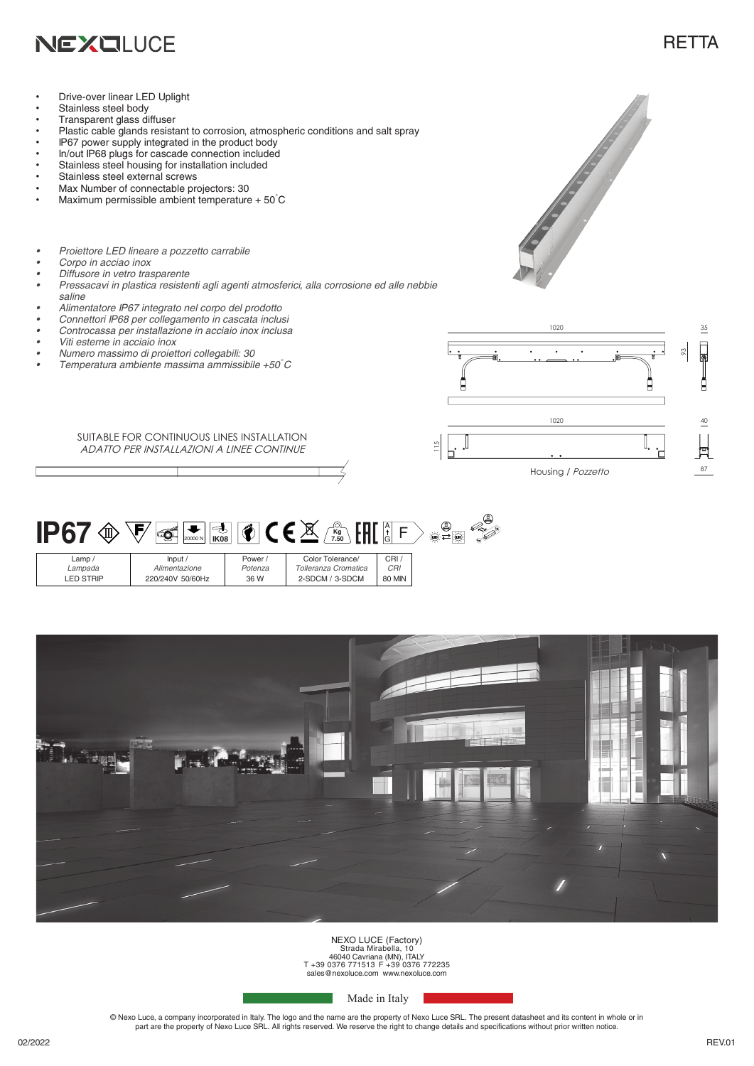# NEXOLUCE

# RETTA

- Drive-over linear LED Uplight
- Stainless steel body
- Transparent glass diffuser
- Plastic cable glands resistant to corrosion, atmospheric conditions and salt spray
- IP67 power supply integrated in the product body
- In/out IP68 plugs for cascade connection included
- Stainless steel housing for installation included
- Stainless steel external screws
- Max Number of connectable projectors: 30
- Maximum permissible ambient temperature + 50°C

- *Proiettore LED lineare a pozzetto carrabile*
- *Corpo in acciao inox*
- *Diffusore in vetro trasparente*
- *Pressacavi in plastica resistenti agli agenti atmosferici, alla corrosione ed alle nebbie saline*
- *Alimentatore IP67 integrato nel corpo del prodotto*
- *Connettori IP68 per collegamento in cascata inclusi*
- *Controcassa per installazione in acciaio inox inclusa*
- *Viti esterne in acciaio inox*
- *Numero massimo di proiettori collegabili: 30*
- *Temperatura ambiente massima ammissibile +50°C*

SUITABLE FOR CONTINUOUS LINES INSTALLATION
*ADATTO PER INSTALLAZIONI A LINEE CONTINUE*

1020 — 93 — 35

1020 — 115 — 40 — 87

Housing / *Pozzetto*

IP67 — 20000 N — IK08 — Kg 7.50 — F

| Lamp / *Lampada* | Input / *Alimentazione* | Power / *Potenza* | Color Tolerance/ *Tolleranza Cromatica* | CRI / *CRI* |
|---|---|---|---|---|
| LED STRIP | 220/240V 50/60Hz | 36 W | 2-SDCM / 3-SDCM | 80 MIN |

NEXO LUCE (Factory)
Strada Mirabella, 10
46040 Cavriana (MN), ITALY
T +39 0376 771513 F +39 0376 772235
sales@nexoluce.com www.nexoluce.com

Made in Italy

© Nexo Luce, a company incorporated in Italy. The logo and the name are the property of Nexo Luce SRL. The present datasheet and its content in whole or in part are the property of Nexo Luce SRL. All rights reserved. We reserve the right to change details and specifications without prior written notice.

02/2022 REV.01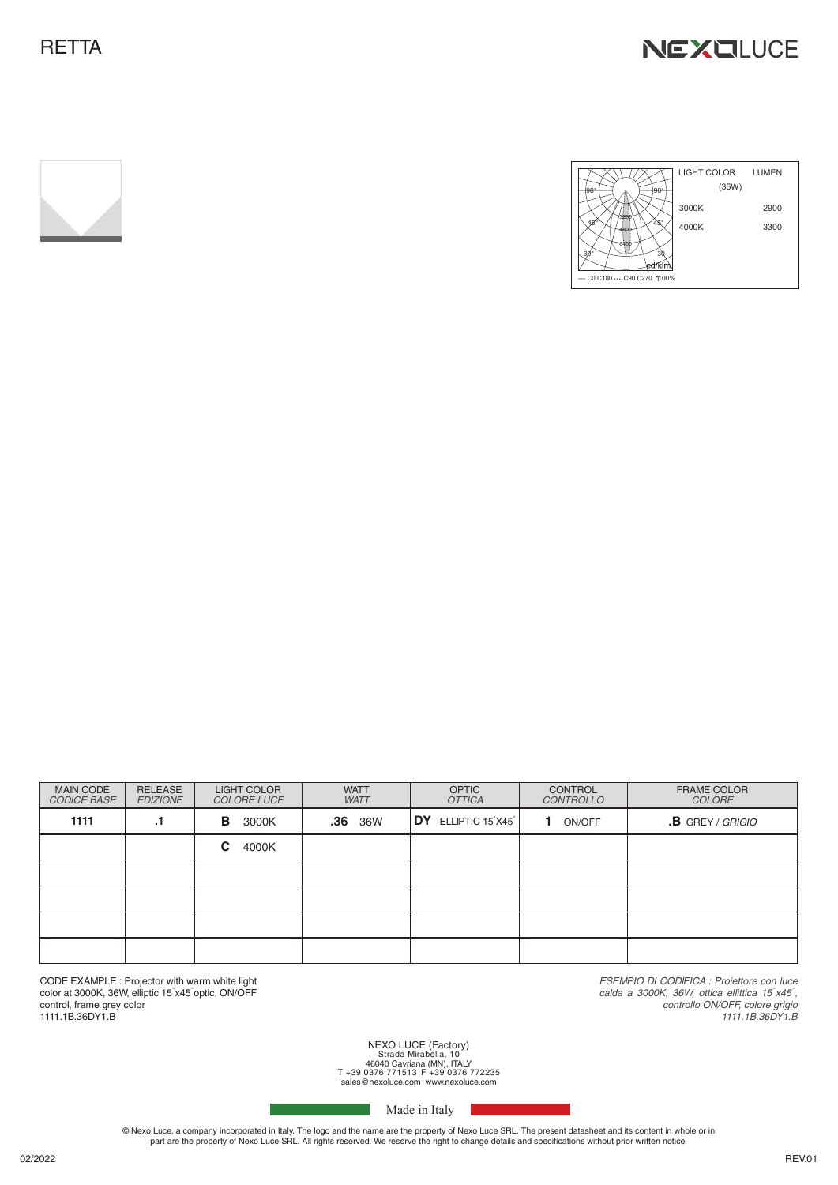# RETTA

NEXOLUCE

— C0 C180 ···· C90 C270 η100%

cd/klm

| LIGHT COLOR | LUMEN (36W) |
|---|---|
| 3000K | 2900 |
| 4000K | 3300 |

| MAIN CODE *CODICE BASE* | RELEASE *EDIZIONE* | LIGHT COLOR *COLORE LUCE* | WATT *WATT* | OPTIC *OTTICA* | CONTROL *CONTROLLO* | FRAME COLOR *COLORE* |
|---|---|---|---|---|---|---|
| **1111** | **.1** | **B** 3000K | **.36** 36W | **DY** ELLIPTIC 15°X45° | **1** ON/OFF | **.B** GREY / *GRIGIO* |
| | | **C** 4000K | | | | |
| | | | | | | |
| | | | | | | |
| | | | | | | |
| | | | | | | |

CODE EXAMPLE : Projector with warm white light color at 3000K, 36W, elliptic 15°x45° optic, ON/OFF control, frame grey color
1111.1B.36DY1.B

*ESEMPIO DI CODIFICA : Proiettore con luce calda a 3000K, 36W, ottica ellittica 15°x45°, controllo ON/OFF, colore grigio*
*1111.1B.36DY1.B*

NEXO LUCE (Factory)
Strada Mirabella, 10
46040 Cavriana (MN), ITALY
T +39 0376 771513 F +39 0376 772235
sales@nexoluce.com www.nexoluce.com

Made in Italy

© Nexo Luce, a company incorporated in Italy. The logo and the name are the property of Nexo Luce SRL. The present datasheet and its content in whole or in part are the property of Nexo Luce SRL. All rights reserved. We reserve the right to change details and specifications without prior written notice.

02/2022

REV.01